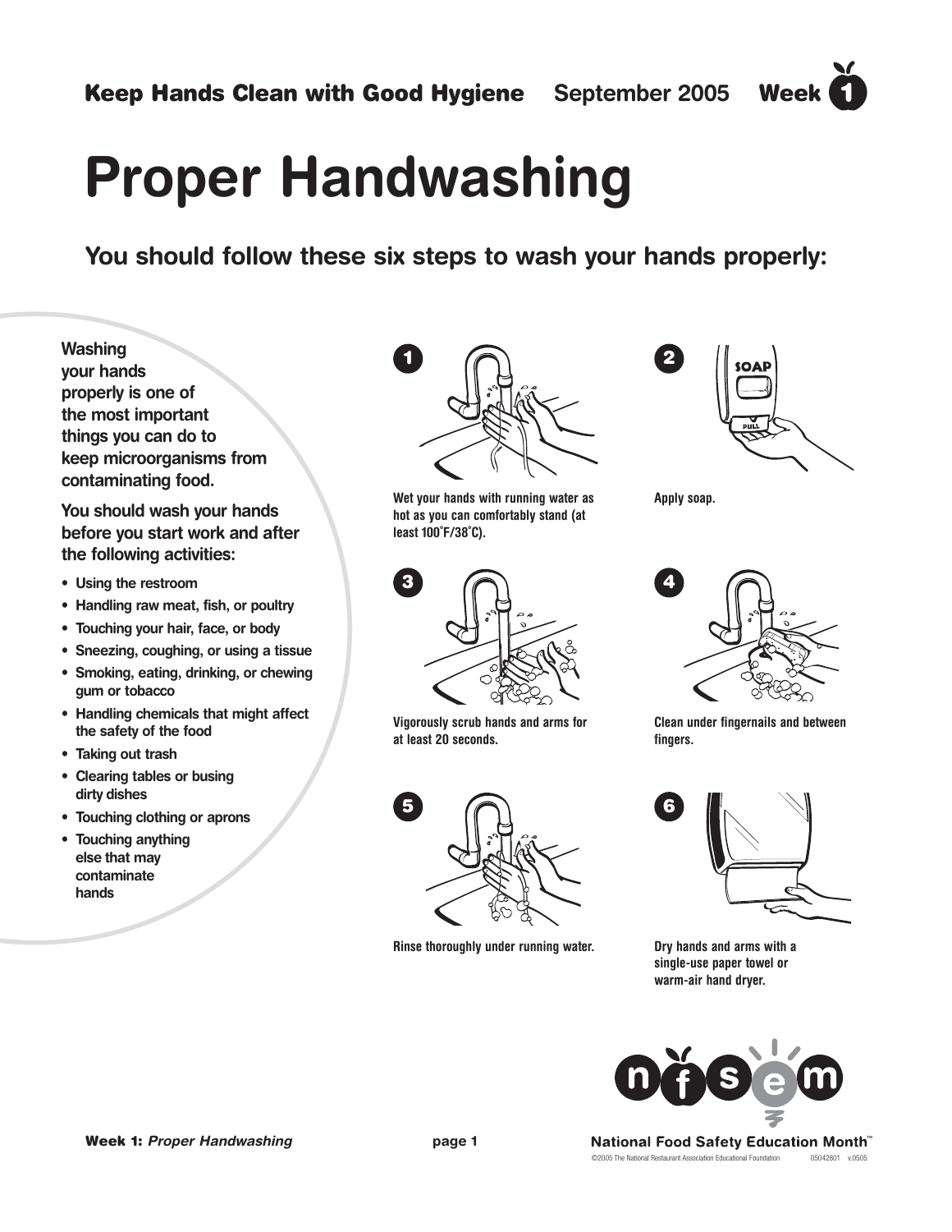**Keep Hands Clean with Good Hygiene** September 2005 **Week 1**

# Proper Handwashing

## You should follow these six steps to wash your hands properly:

**Washing your hands properly is one of the most important things you can do to keep microorganisms from contaminating food.**

**You should wash your hands before you start work and after the following activities:**

- Using the restroom
- Handling raw meat, fish, or poultry
- Touching your hair, face, or body
- Sneezing, coughing, or using a tissue
- Smoking, eating, drinking, or chewing gum or tobacco
- Handling chemicals that might affect the safety of the food
- Taking out trash
- Clearing tables or busing dirty dishes
- Touching clothing or aprons
- Touching anything else that may contaminate hands

**1** Wet your hands with running water as hot as you can comfortably stand (at least 100˚F/38˚C).

**2** Apply soap.

**3** Vigorously scrub hands and arms for at least 20 seconds.

**4** Clean under fingernails and between fingers.

**5** Rinse thoroughly under running water.

**6** Dry hands and arms with a single-use paper towel or warm-air hand dryer.

National Food Safety Education Month™

©2005 The National Restaurant Association Educational Foundation 05042801 v.0505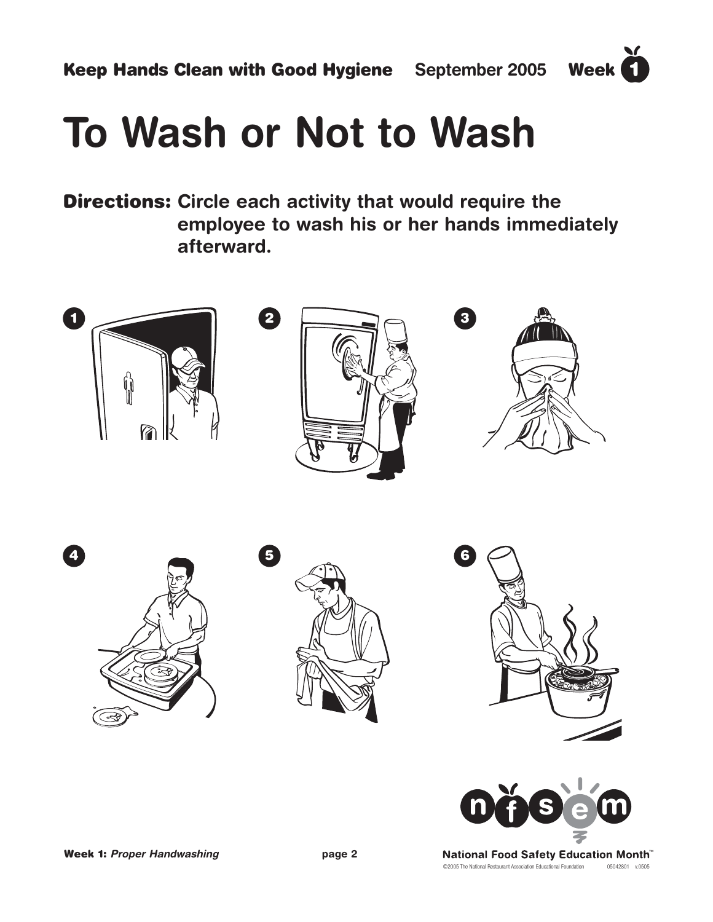**Keep Hands Clean with Good Hygiene** September 2005 **Week 1**

# To Wash or Not to Wash

**Directions:** **Circle each activity that would require the employee to wash his or her hands immediately afterward.**

1

2

3

4

5

6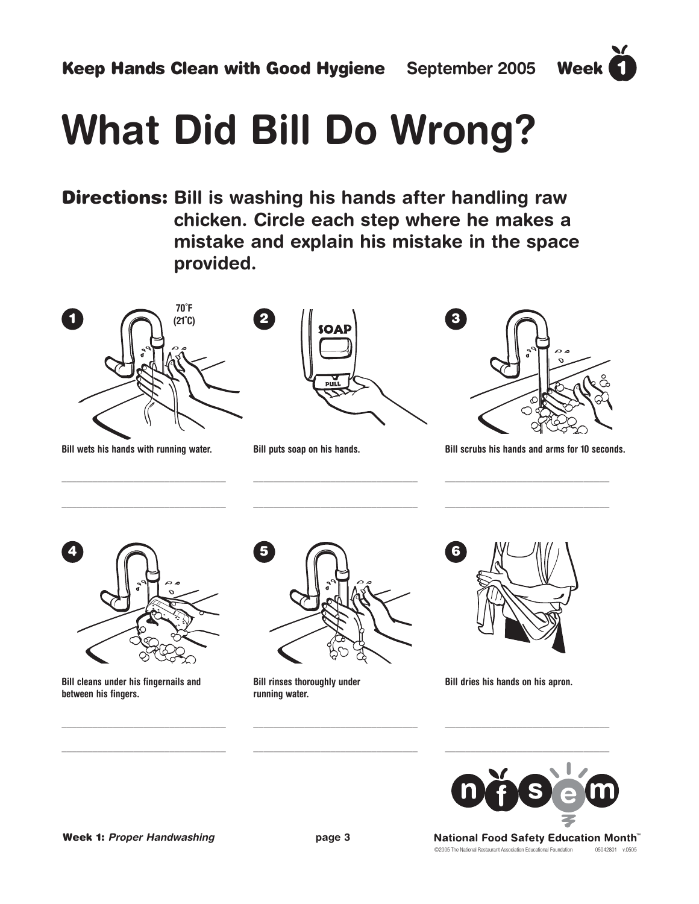**Keep Hands Clean with Good Hygiene** September 2005 **Week 1**

# What Did Bill Do Wrong?

**Directions: Bill is washing his hands after handling raw chicken. Circle each step where he makes a mistake and explain his mistake in the space provided.**

**1**

70˚F (21˚C)

Bill wets his hands with running water.

\_\_\_\_\_\_\_\_\_\_\_\_\_\_\_\_\_\_\_\_\_\_\_\_\_\_\_\_\_\_

\_\_\_\_\_\_\_\_\_\_\_\_\_\_\_\_\_\_\_\_\_\_\_\_\_\_\_\_\_\_

**2**

SOAP

PULL

Bill puts soap on his hands.

\_\_\_\_\_\_\_\_\_\_\_\_\_\_\_\_\_\_\_\_\_\_\_\_\_\_\_\_\_\_

\_\_\_\_\_\_\_\_\_\_\_\_\_\_\_\_\_\_\_\_\_\_\_\_\_\_\_\_\_\_

**3**

Bill scrubs his hands and arms for 10 seconds.

\_\_\_\_\_\_\_\_\_\_\_\_\_\_\_\_\_\_\_\_\_\_\_\_\_\_\_\_\_\_

\_\_\_\_\_\_\_\_\_\_\_\_\_\_\_\_\_\_\_\_\_\_\_\_\_\_\_\_\_\_

**4**

Bill cleans under his fingernails and between his fingers.

\_\_\_\_\_\_\_\_\_\_\_\_\_\_\_\_\_\_\_\_\_\_\_\_\_\_\_\_\_\_

\_\_\_\_\_\_\_\_\_\_\_\_\_\_\_\_\_\_\_\_\_\_\_\_\_\_\_\_\_\_

**5**

Bill rinses thoroughly under running water.

\_\_\_\_\_\_\_\_\_\_\_\_\_\_\_\_\_\_\_\_\_\_\_\_\_\_\_\_\_\_

\_\_\_\_\_\_\_\_\_\_\_\_\_\_\_\_\_\_\_\_\_\_\_\_\_\_\_\_\_\_

**6**

Bill dries his hands on his apron.

\_\_\_\_\_\_\_\_\_\_\_\_\_\_\_\_\_\_\_\_\_\_\_\_\_\_\_\_\_\_

\_\_\_\_\_\_\_\_\_\_\_\_\_\_\_\_\_\_\_\_\_\_\_\_\_\_\_\_\_\_

nfsem

National Food Safety Education Month™

©2005 The National Restaurant Association Educational Foundation 05042801 v.0505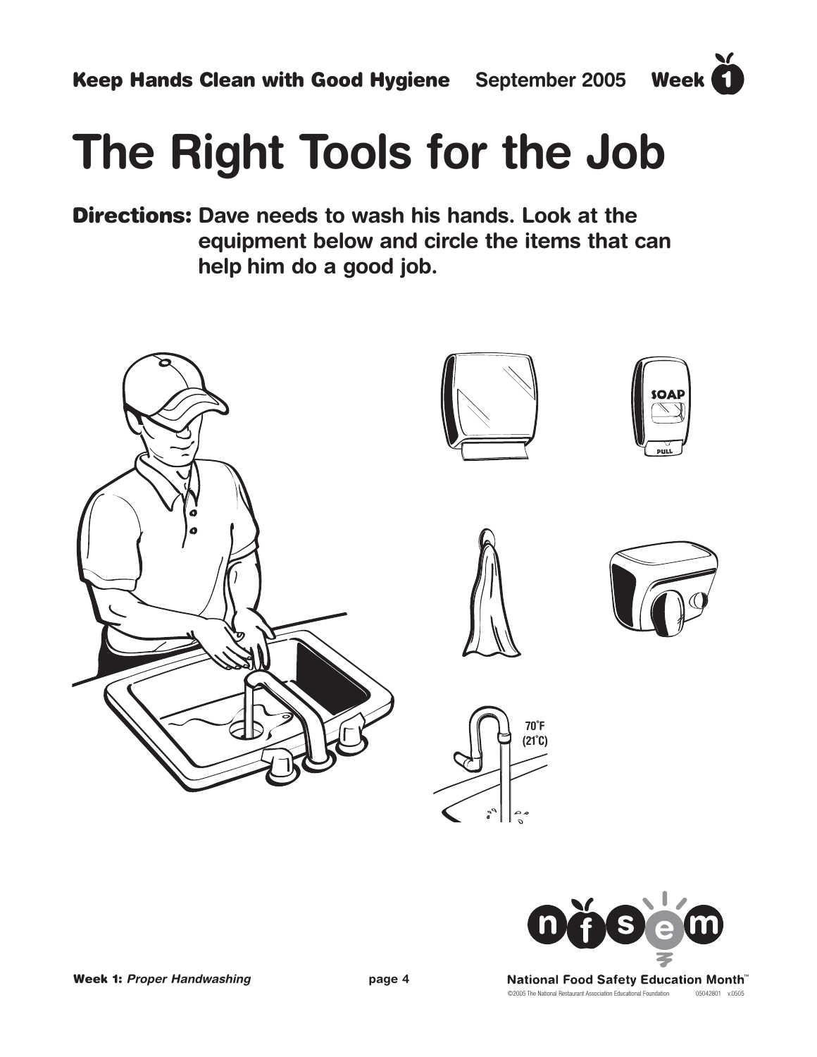# The Right Tools for the Job

**Directions:** Dave needs to wash his hands. Look at the equipment below and circle the items that can help him do a good job.

SOAP

PULL

70˚F
(21˚C)